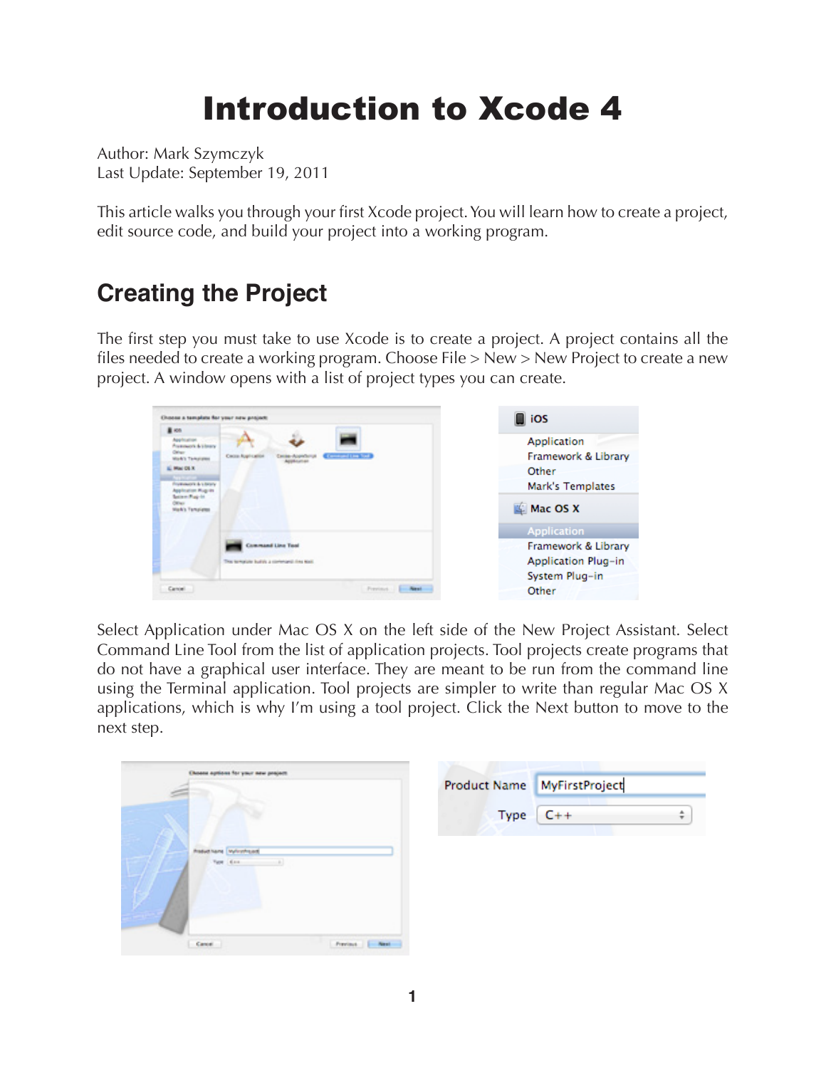# Introduction to Xcode 4

Author: Mark Szymczyk
Last Update: September 19, 2011

This article walks you through your first Xcode project. You will learn how to create a project, edit source code, and build your project into a working program.

## Creating the Project

The first step you must take to use Xcode is to create a project. A project contains all the files needed to create a working program. Choose File > New > New Project to create a new project. A window opens with a list of project types you can create.

Select Application under Mac OS X on the left side of the New Project Assistant. Select Command Line Tool from the list of application projects. Tool projects create programs that do not have a graphical user interface. They are meant to be run from the command line using the Terminal application. Tool projects are simpler to write than regular Mac OS X applications, which is why I'm using a tool project. Click the Next button to move to the next step.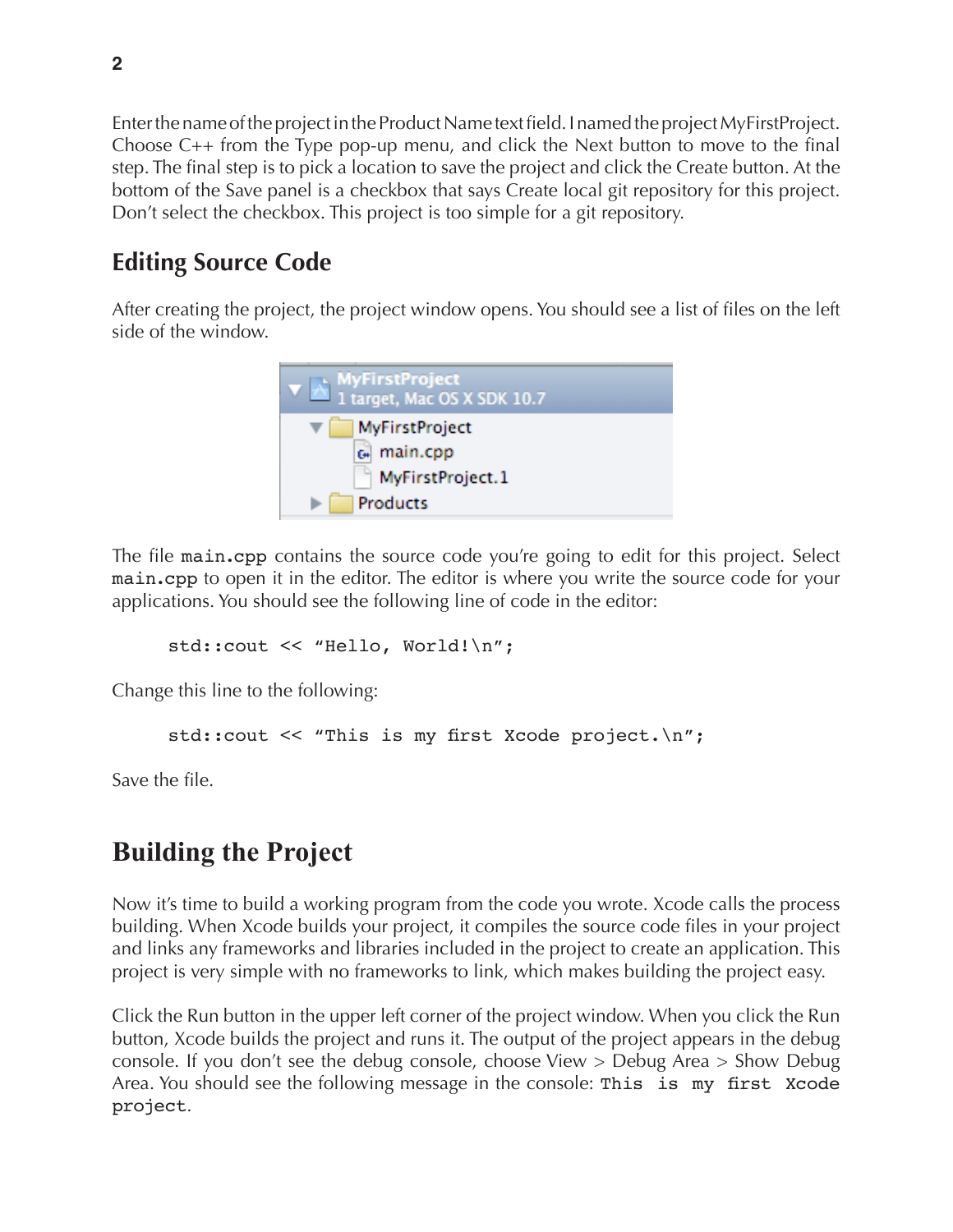Enter the name of the project in the Product Name text field. I named the project MyFirstProject. Choose C++ from the Type pop-up menu, and click the Next button to move to the final step. The final step is to pick a location to save the project and click the Create button. At the bottom of the Save panel is a checkbox that says Create local git repository for this project. Don't select the checkbox. This project is too simple for a git repository.

## Editing Source Code

After creating the project, the project window opens. You should see a list of files on the left side of the window.

```
MyFirstProject
1 target, Mac OS X SDK 10.7
  MyFirstProject
    main.cpp
    MyFirstProject.1
  Products
```

The file `main.cpp` contains the source code you're going to edit for this project. Select `main.cpp` to open it in the editor. The editor is where you write the source code for your applications. You should see the following line of code in the editor:

```
std::cout << "Hello, World!\n";
```

Change this line to the following:

```
std::cout << "This is my first Xcode project.\n";
```

Save the file.

## Building the Project

Now it's time to build a working program from the code you wrote. Xcode calls the process building. When Xcode builds your project, it compiles the source code files in your project and links any frameworks and libraries included in the project to create an application. This project is very simple with no frameworks to link, which makes building the project easy.

Click the Run button in the upper left corner of the project window. When you click the Run button, Xcode builds the project and runs it. The output of the project appears in the debug console. If you don't see the debug console, choose View > Debug Area > Show Debug Area. You should see the following message in the console: `This is my first Xcode project`.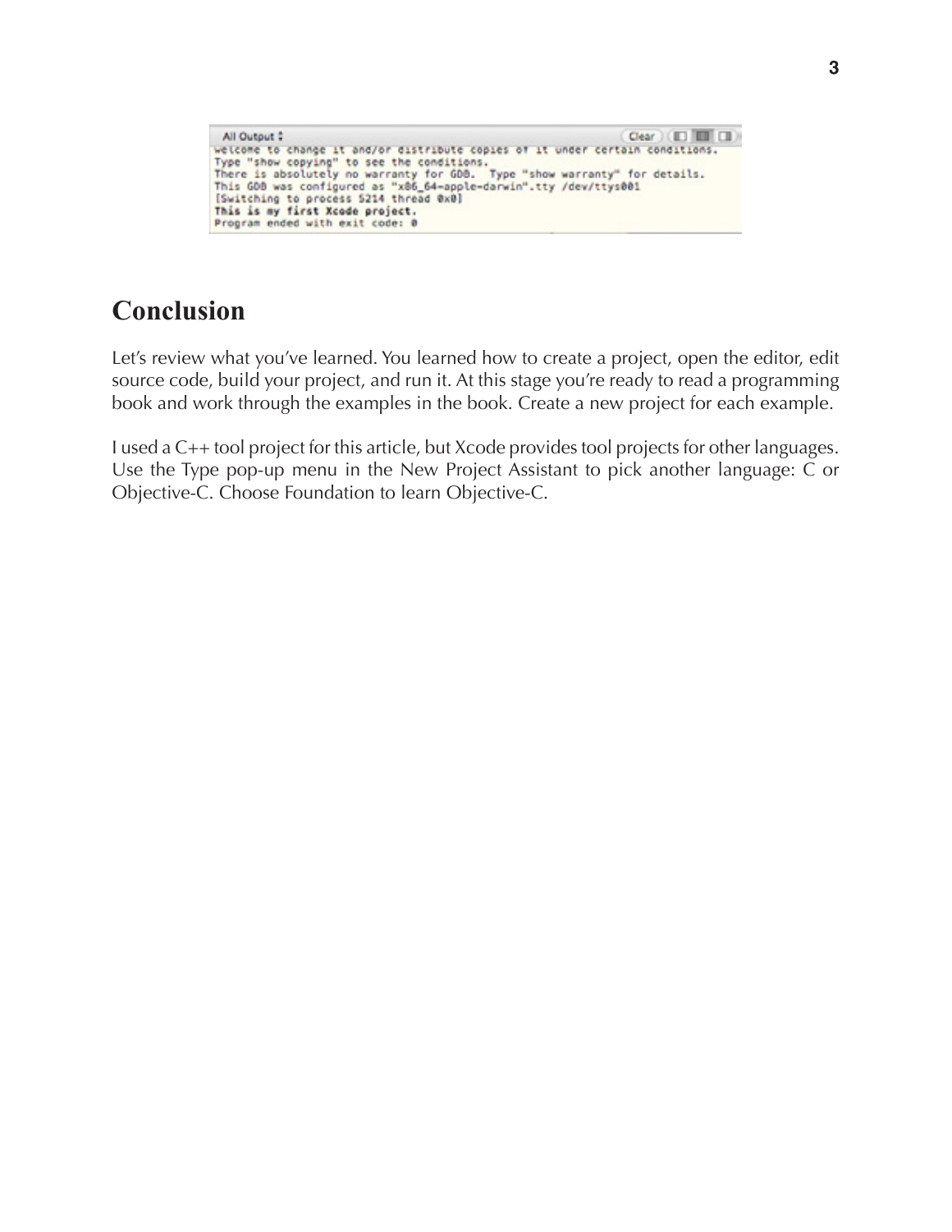```
welcome to change it and/or distribute copies of it under certain conditions.
Type "show copying" to see the conditions.
There is absolutely no warranty for GDB.  Type "show warranty" for details.
This GDB was configured as "x86_64-apple-darwin".tty /dev/ttys001
[Switching to process 5214 thread 0x0]
This is my first Xcode project.
Program ended with exit code: 0
```

## Conclusion

Let's review what you've learned. You learned how to create a project, open the editor, edit source code, build your project, and run it. At this stage you're ready to read a programming book and work through the examples in the book. Create a new project for each example.

I used a C++ tool project for this article, but Xcode provides tool projects for other languages. Use the Type pop-up menu in the New Project Assistant to pick another language: C or Objective-C. Choose Foundation to learn Objective-C.